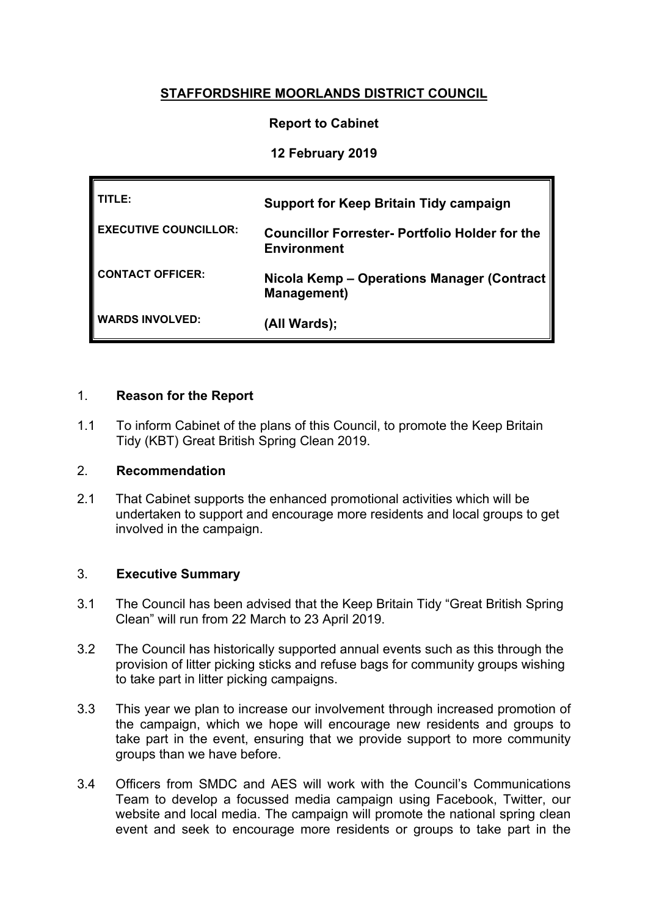**STAFFORDSHIRE MOORLANDS DISTRICT COUNCIL**

**Report to Cabinet**

**12 February 2019**

| | |
|---|---|
| **TITLE:** | **Support for Keep Britain Tidy campaign** |
| **EXECUTIVE COUNCILLOR:** | **Councillor Forrester- Portfolio Holder for the Environment** |
| **CONTACT OFFICER:** | **Nicola Kemp – Operations Manager (Contract Management)** |
| **WARDS INVOLVED:** | **(All Wards);** |

## 1. Reason for the Report

1.1 To inform Cabinet of the plans of this Council, to promote the Keep Britain Tidy (KBT) Great British Spring Clean 2019.

## 2. Recommendation

2.1 That Cabinet supports the enhanced promotional activities which will be undertaken to support and encourage more residents and local groups to get involved in the campaign.

## 3. Executive Summary

3.1 The Council has been advised that the Keep Britain Tidy "Great British Spring Clean" will run from 22 March to 23 April 2019.

3.2 The Council has historically supported annual events such as this through the provision of litter picking sticks and refuse bags for community groups wishing to take part in litter picking campaigns.

3.3 This year we plan to increase our involvement through increased promotion of the campaign, which we hope will encourage new residents and groups to take part in the event, ensuring that we provide support to more community groups than we have before.

3.4 Officers from SMDC and AES will work with the Council's Communications Team to develop a focussed media campaign using Facebook, Twitter, our website and local media. The campaign will promote the national spring clean event and seek to encourage more residents or groups to take part in the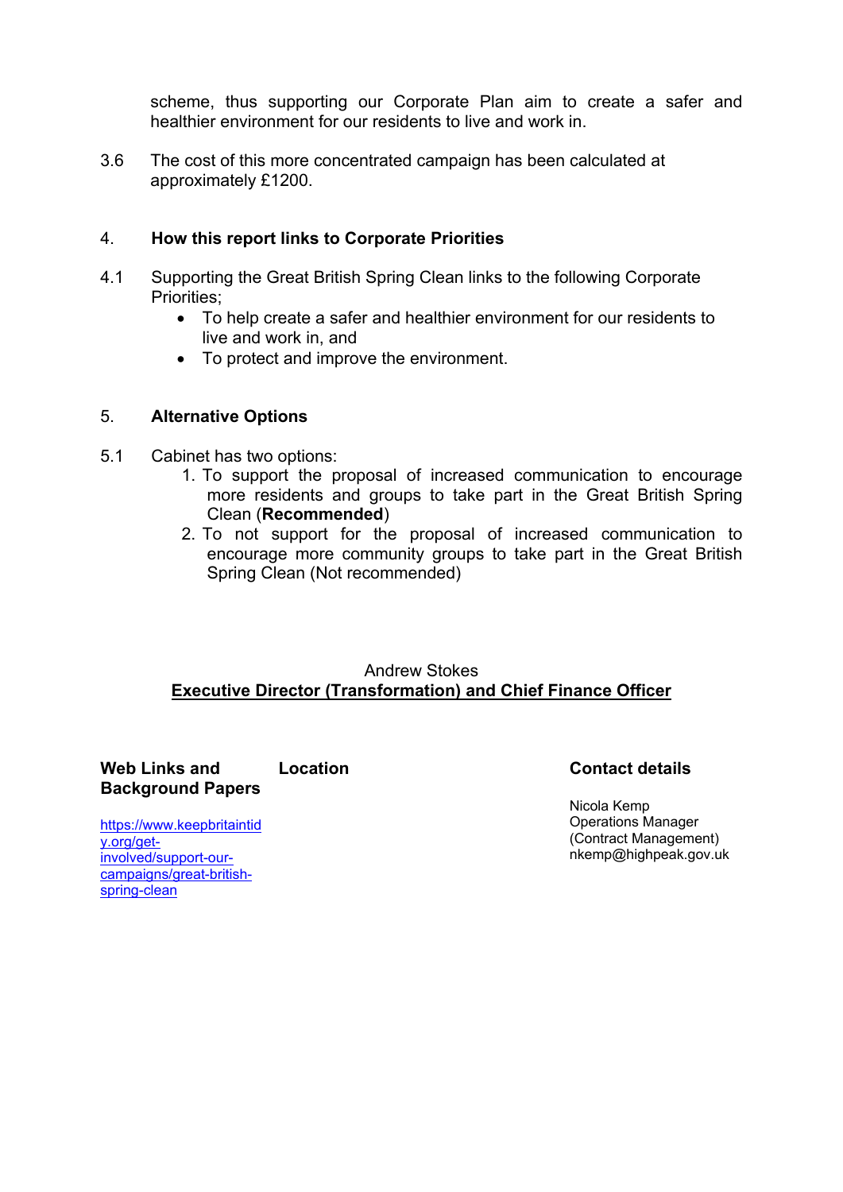scheme, thus supporting our Corporate Plan aim to create a safer and healthier environment for our residents to live and work in.

3.6 The cost of this more concentrated campaign has been calculated at approximately £1200.

## 4. How this report links to Corporate Priorities

4.1 Supporting the Great British Spring Clean links to the following Corporate Priorities;

- To help create a safer and healthier environment for our residents to live and work in, and
- To protect and improve the environment.

## 5. Alternative Options

5.1 Cabinet has two options:

1. To support the proposal of increased communication to encourage more residents and groups to take part in the Great British Spring Clean (**Recommended**)
2. To not support for the proposal of increased communication to encourage more community groups to take part in the Great British Spring Clean (Not recommended)

Andrew Stokes
**Executive Director (Transformation) and Chief Finance Officer**

| **Web Links and Background Papers** | **Location** | **Contact details** |
| --- | --- | --- |
| https://www.keepbritaintidy.org/get-involved/support-our-campaigns/great-british-spring-clean | | Nicola Kemp<br>Operations Manager<br>(Contract Management)<br>nkemp@highpeak.gov.uk |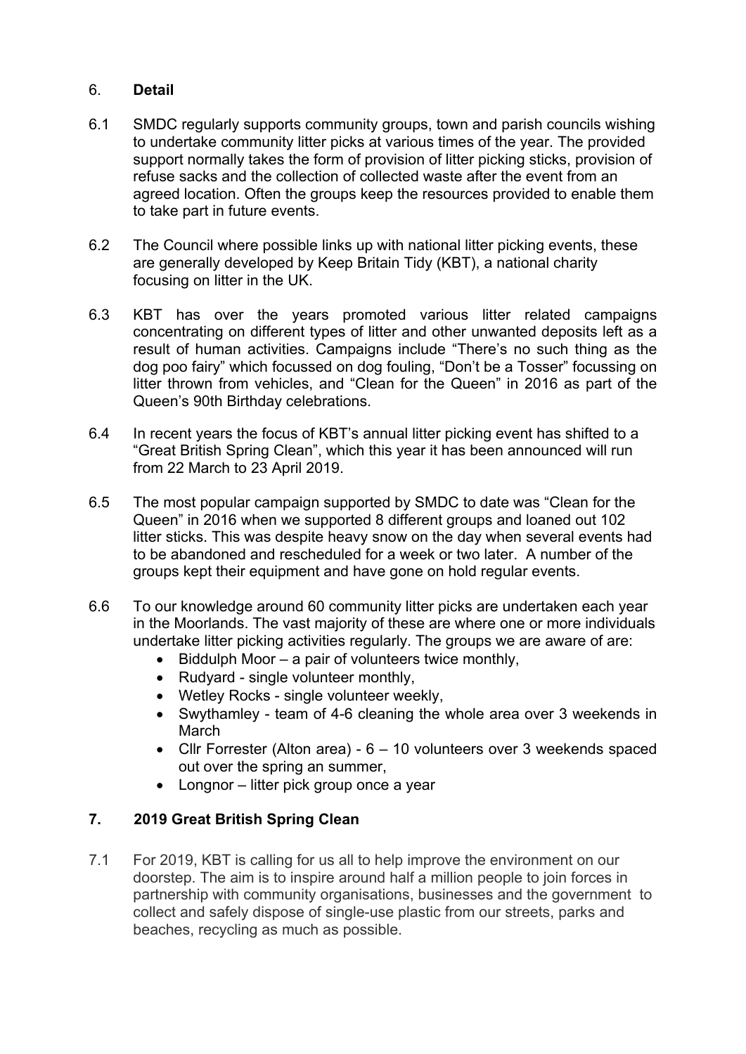## 6. **Detail**

6.1 SMDC regularly supports community groups, town and parish councils wishing to undertake community litter picks at various times of the year. The provided support normally takes the form of provision of litter picking sticks, provision of refuse sacks and the collection of collected waste after the event from an agreed location. Often the groups keep the resources provided to enable them to take part in future events.

6.2 The Council where possible links up with national litter picking events, these are generally developed by Keep Britain Tidy (KBT), a national charity focusing on litter in the UK.

6.3 KBT has over the years promoted various litter related campaigns concentrating on different types of litter and other unwanted deposits left as a result of human activities. Campaigns include "There's no such thing as the dog poo fairy" which focussed on dog fouling, "Don't be a Tosser" focussing on litter thrown from vehicles, and "Clean for the Queen" in 2016 as part of the Queen's 90th Birthday celebrations.

6.4 In recent years the focus of KBT's annual litter picking event has shifted to a "Great British Spring Clean", which this year it has been announced will run from 22 March to 23 April 2019.

6.5 The most popular campaign supported by SMDC to date was "Clean for the Queen" in 2016 when we supported 8 different groups and loaned out 102 litter sticks. This was despite heavy snow on the day when several events had to be abandoned and rescheduled for a week or two later. A number of the groups kept their equipment and have gone on hold regular events.

6.6 To our knowledge around 60 community litter picks are undertaken each year in the Moorlands. The vast majority of these are where one or more individuals undertake litter picking activities regularly. The groups we are aware of are:

- Biddulph Moor – a pair of volunteers twice monthly,
- Rudyard - single volunteer monthly,
- Wetley Rocks - single volunteer weekly,
- Swythamley - team of 4-6 cleaning the whole area over 3 weekends in March
- Cllr Forrester (Alton area) - 6 – 10 volunteers over 3 weekends spaced out over the spring an summer,
- Longnor – litter pick group once a year

## 7. **2019 Great British Spring Clean**

7.1 For 2019, KBT is calling for us all to help improve the environment on our doorstep. The aim is to inspire around half a million people to join forces in partnership with community organisations, businesses and the government to collect and safely dispose of single-use plastic from our streets, parks and beaches, recycling as much as possible.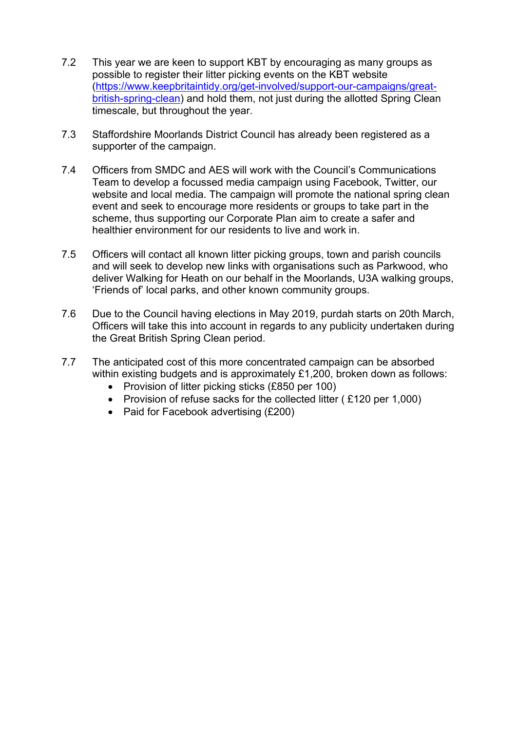7.2 This year we are keen to support KBT by encouraging as many groups as possible to register their litter picking events on the KBT website (https://www.keepbritaintidy.org/get-involved/support-our-campaigns/great-british-spring-clean) and hold them, not just during the allotted Spring Clean timescale, but throughout the year.

7.3 Staffordshire Moorlands District Council has already been registered as a supporter of the campaign.

7.4 Officers from SMDC and AES will work with the Council's Communications Team to develop a focussed media campaign using Facebook, Twitter, our website and local media. The campaign will promote the national spring clean event and seek to encourage more residents or groups to take part in the scheme, thus supporting our Corporate Plan aim to create a safer and healthier environment for our residents to live and work in.

7.5 Officers will contact all known litter picking groups, town and parish councils and will seek to develop new links with organisations such as Parkwood, who deliver Walking for Heath on our behalf in the Moorlands, U3A walking groups, 'Friends of' local parks, and other known community groups.

7.6 Due to the Council having elections in May 2019, purdah starts on 20th March, Officers will take this into account in regards to any publicity undertaken during the Great British Spring Clean period.

7.7 The anticipated cost of this more concentrated campaign can be absorbed within existing budgets and is approximately £1,200, broken down as follows:

- Provision of litter picking sticks (£850 per 100)
- Provision of refuse sacks for the collected litter ( £120 per 1,000)
- Paid for Facebook advertising (£200)